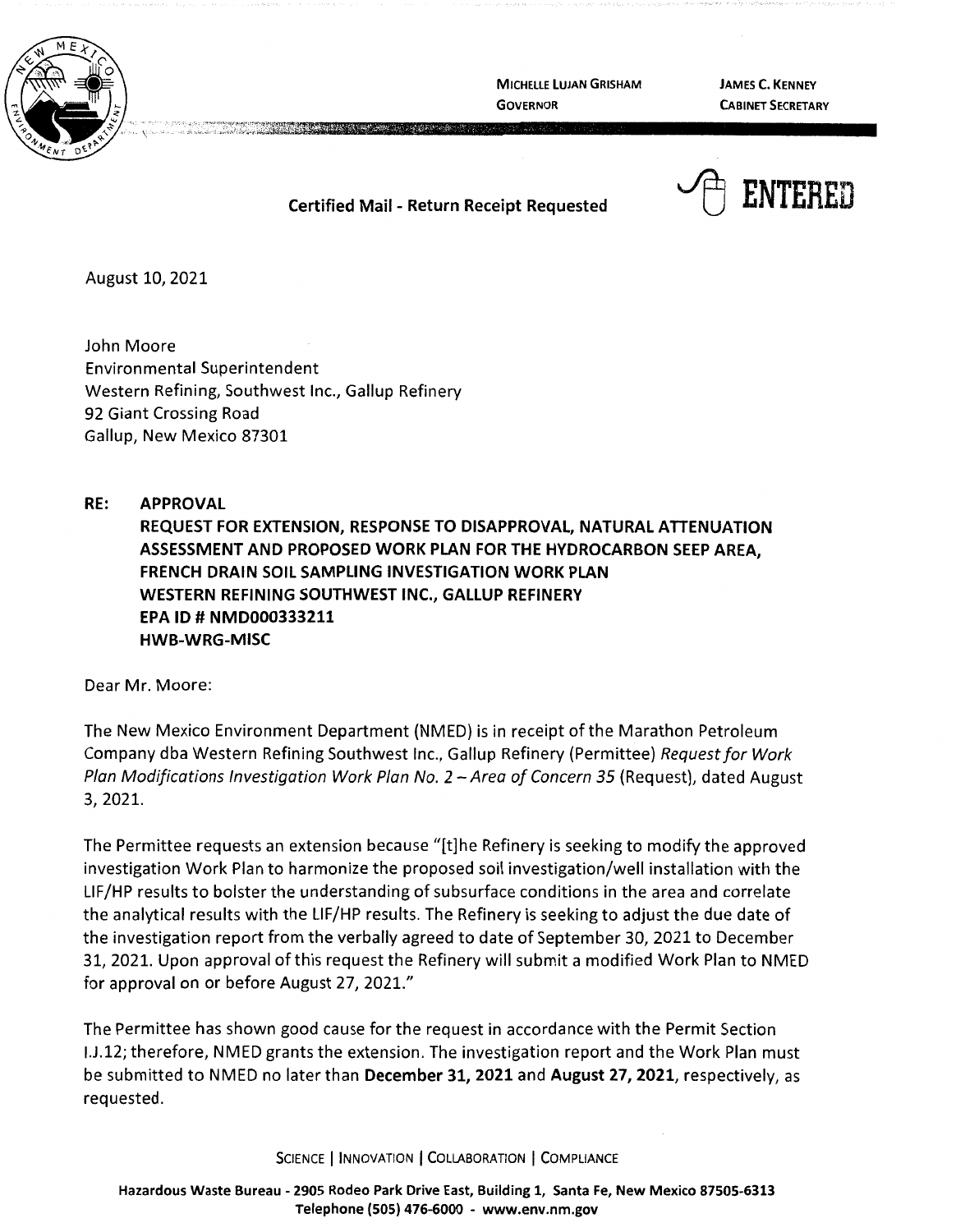MICHELLE LUJAN GRISHAM
GOVERNOR

JAMES C. KENNEY
CABINET SECRETARY

**Certified Mail - Return Receipt Requested**

ENTERED

August 10, 2021

John Moore
Environmental Superintendent
Western Refining, Southwest Inc., Gallup Refinery
92 Giant Crossing Road
Gallup, New Mexico 87301

**RE: APPROVAL
REQUEST FOR EXTENSION, RESPONSE TO DISAPPROVAL, NATURAL ATTENUATION ASSESSMENT AND PROPOSED WORK PLAN FOR THE HYDROCARBON SEEP AREA, FRENCH DRAIN SOIL SAMPLING INVESTIGATION WORK PLAN
WESTERN REFINING SOUTHWEST INC., GALLUP REFINERY
EPA ID # NMD000333211
HWB-WRG-MISC**

Dear Mr. Moore:

The New Mexico Environment Department (NMED) is in receipt of the Marathon Petroleum Company dba Western Refining Southwest Inc., Gallup Refinery (Permittee) *Request for Work Plan Modifications Investigation Work Plan No. 2 – Area of Concern 35* (Request), dated August 3, 2021.

The Permittee requests an extension because "[t]he Refinery is seeking to modify the approved investigation Work Plan to harmonize the proposed soil investigation/well installation with the LIF/HP results to bolster the understanding of subsurface conditions in the area and correlate the analytical results with the LIF/HP results. The Refinery is seeking to adjust the due date of the investigation report from the verbally agreed to date of September 30, 2021 to December 31, 2021. Upon approval of this request the Refinery will submit a modified Work Plan to NMED for approval on or before August 27, 2021."

The Permittee has shown good cause for the request in accordance with the Permit Section I.J.12; therefore, NMED grants the extension. The investigation report and the Work Plan must be submitted to NMED no later than **December 31, 2021** and **August 27, 2021**, respectively, as requested.

SCIENCE | INNOVATION | COLLABORATION | COMPLIANCE

**Hazardous Waste Bureau - 2905 Rodeo Park Drive East, Building 1, Santa Fe, New Mexico 87505-6313
Telephone (505) 476-6000 - www.env.nm.gov**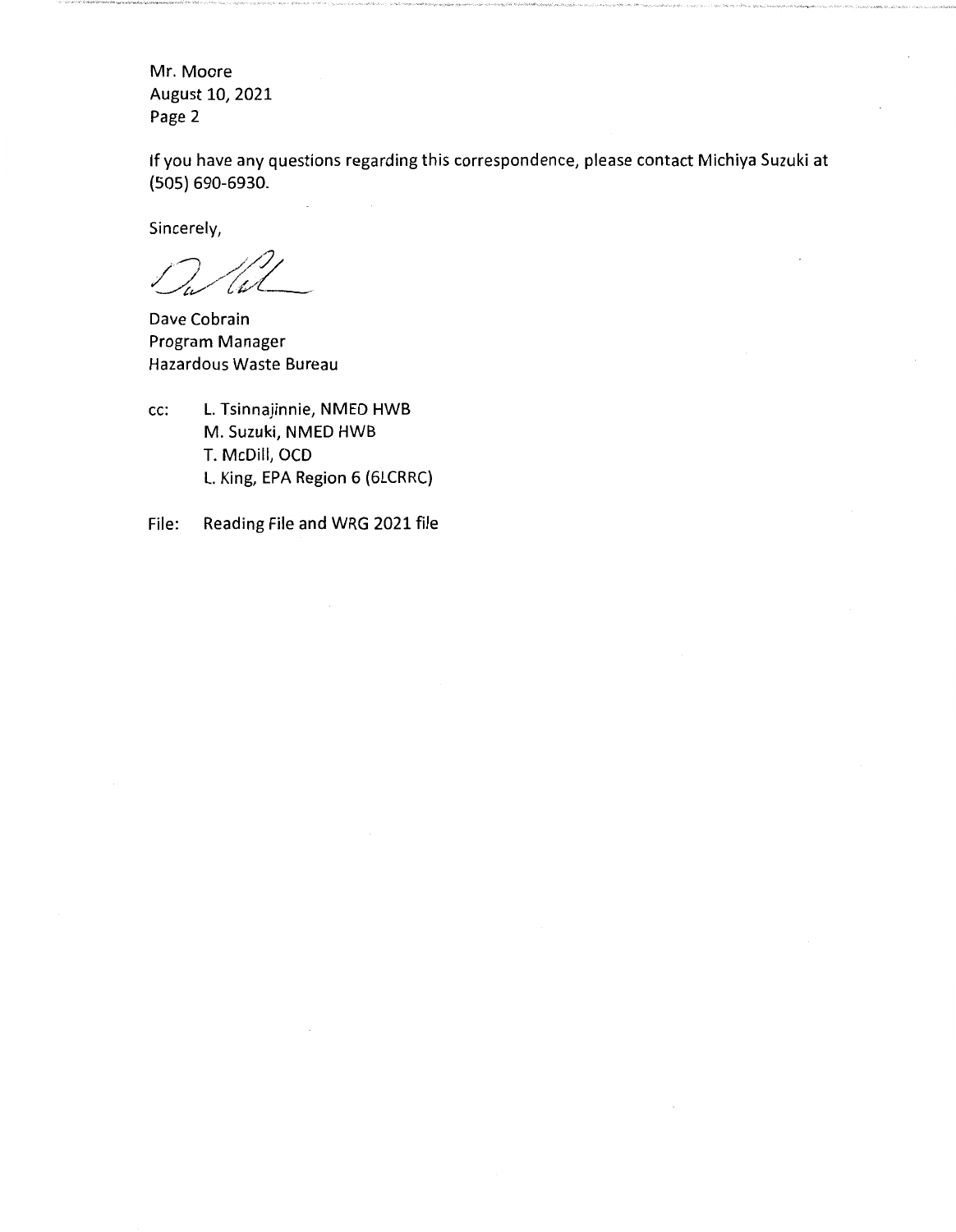Mr. Moore
August 10, 2021
Page 2

If you have any questions regarding this correspondence, please contact Michiya Suzuki at (505) 690-6930.

Sincerely,

Dave Cobrain
Program Manager
Hazardous Waste Bureau

cc: L. Tsinnajinnie, NMED HWB
M. Suzuki, NMED HWB
T. McDill, OCD
L. King, EPA Region 6 (6LCRRC)

File: Reading File and WRG 2021 file